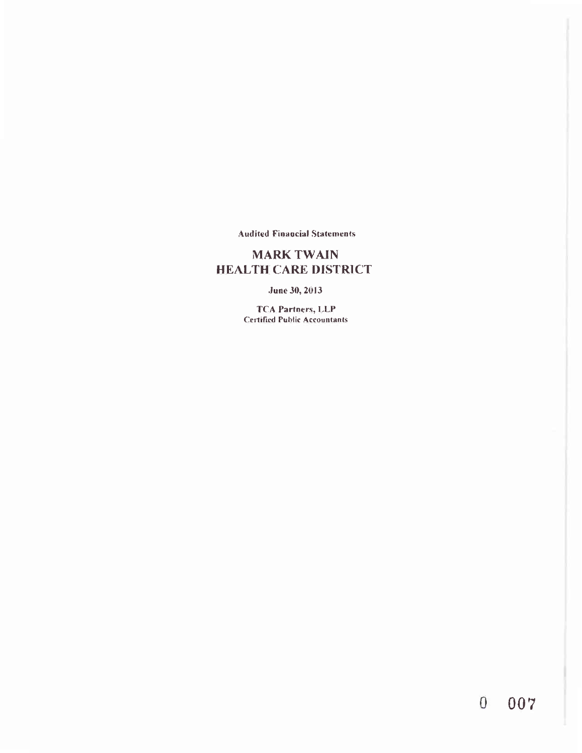Audited Financial Statements

# MARK TWAIN HEALTH CARE DISTRICT

June 30, 2013

TCA Partners, LLP
Certified Public Accountants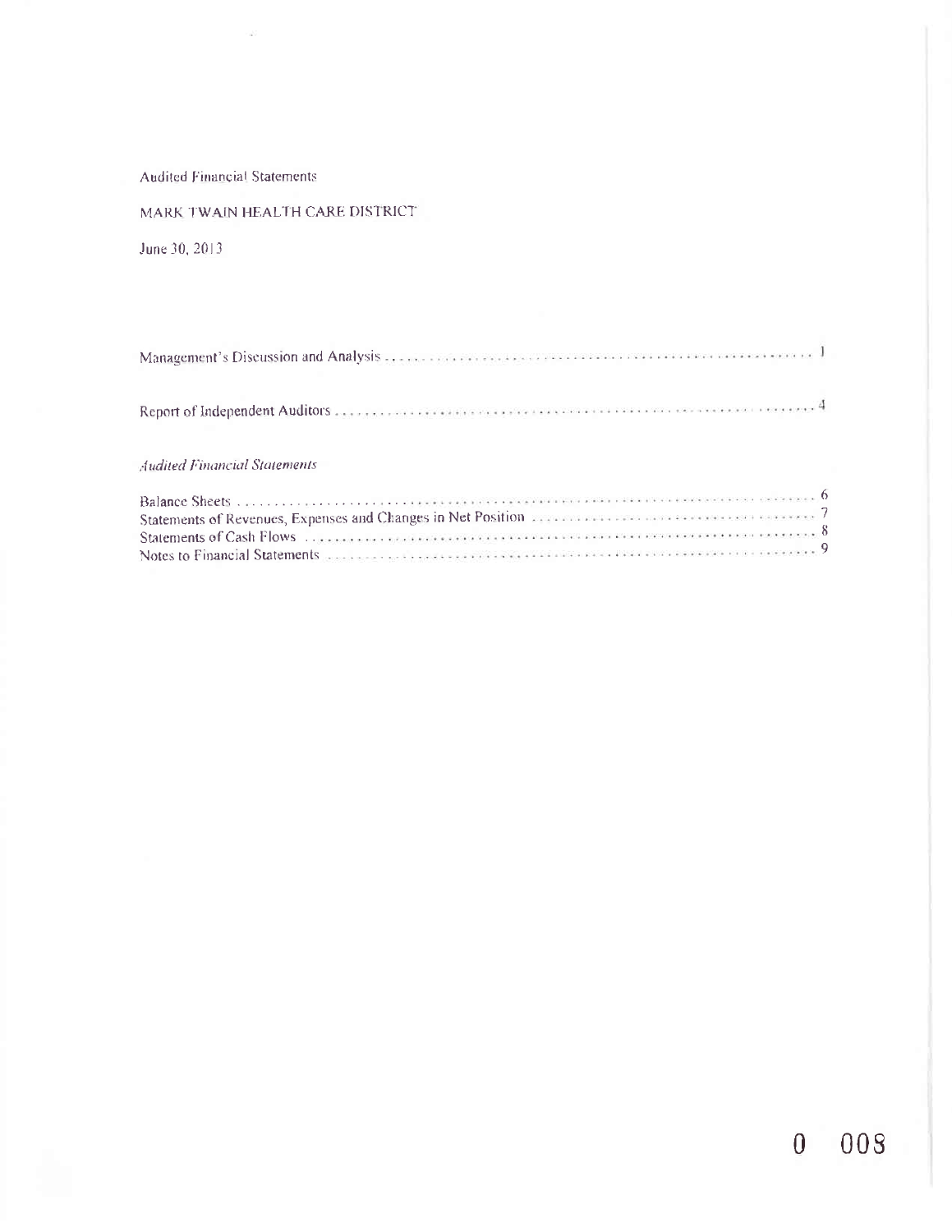Audited Financial Statements

MARK TWAIN HEALTH CARE DISTRICT

June 30, 2013

| | |
|---|---|
| Management's Discussion and Analysis | 1 |
| Report of Independent Auditors | 4 |

*Audited Financial Statements*

| | |
|---|---|
| Balance Sheets | 6 |
| Statements of Revenues, Expenses and Changes in Net Position | 7 |
| Statements of Cash Flows | 8 |
| Notes to Financial Statements | 9 |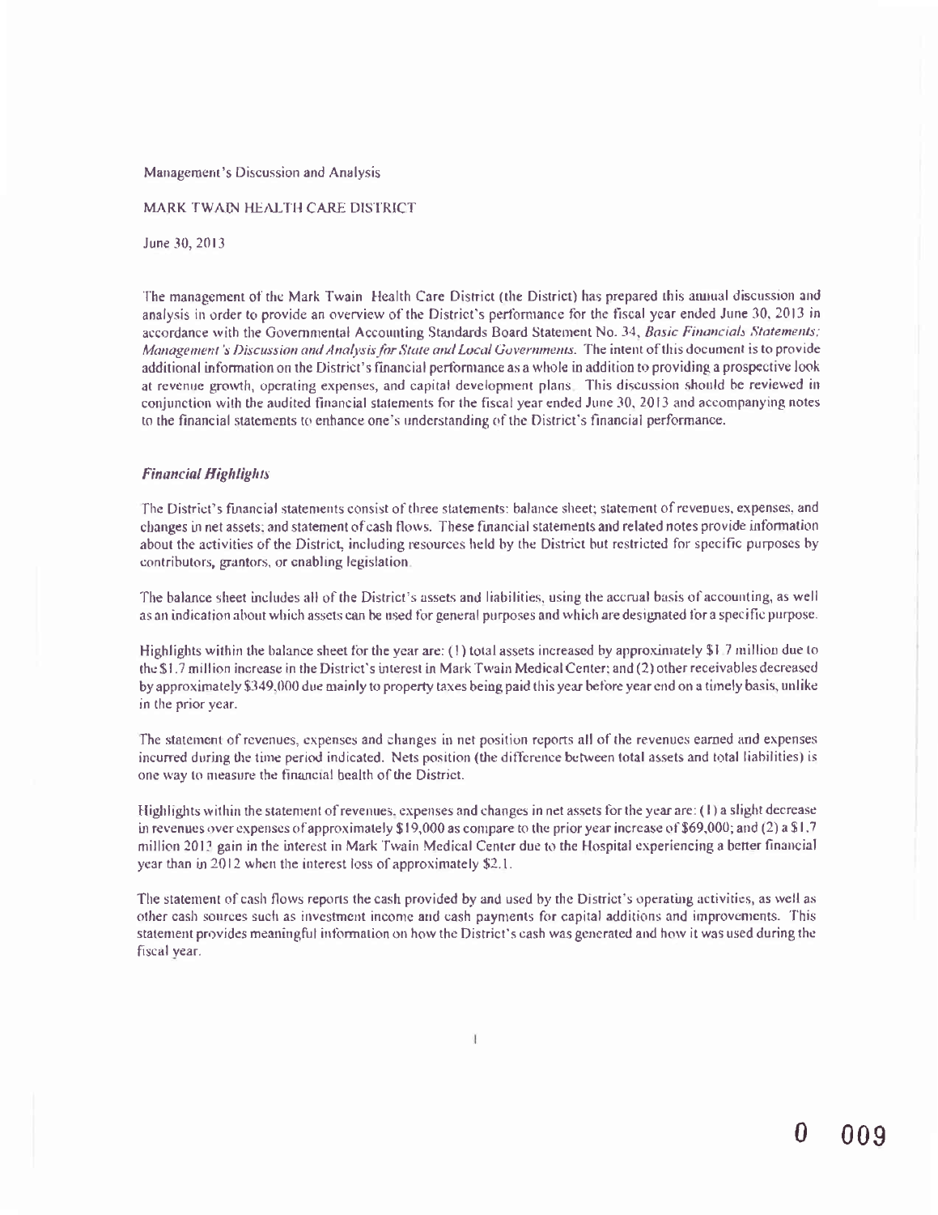Management's Discussion and Analysis

MARK TWAIN HEALTH CARE DISTRICT

June 30, 2013

The management of the Mark Twain Health Care District (the District) has prepared this annual discussion and analysis in order to provide an overview of the District's performance for the fiscal year ended June 30, 2013 in accordance with the Governmental Accounting Standards Board Statement No. 34, *Basic Financials Statements; Management's Discussion and Analysis for State and Local Governments.* The intent of this document is to provide additional information on the District's financial performance as a whole in addition to providing a prospective look at revenue growth, operating expenses, and capital development plans. This discussion should be reviewed in conjunction with the audited financial statements for the fiscal year ended June 30, 2013 and accompanying notes to the financial statements to enhance one's understanding of the District's financial performance.

### *Financial Highlights*

The District's financial statements consist of three statements: balance sheet; statement of revenues, expenses, and changes in net assets; and statement of cash flows. These financial statements and related notes provide information about the activities of the District, including resources held by the District but restricted for specific purposes by contributors, grantors, or enabling legislation.

The balance sheet includes all of the District's assets and liabilities, using the accrual basis of accounting, as well as an indication about which assets can be used for general purposes and which are designated for a specific purpose.

Highlights within the balance sheet for the year are: (1) total assets increased by approximately $1.7 million due to the $1.7 million increase in the District's interest in Mark Twain Medical Center; and (2) other receivables decreased by approximately $349,000 due mainly to property taxes being paid this year before year end on a timely basis, unlike in the prior year.

The statement of revenues, expenses and changes in net position reports all of the revenues earned and expenses incurred during the time period indicated. Nets position (the difference between total assets and total liabilities) is one way to measure the financial health of the District.

Highlights within the statement of revenues, expenses and changes in net assets for the year are: (1) a slight decrease in revenues over expenses of approximately $19,000 as compare to the prior year increase of $69,000; and (2) a $1.7 million 2013 gain in the interest in Mark Twain Medical Center due to the Hospital experiencing a better financial year than in 2012 when the interest loss of approximately $2.1.

The statement of cash flows reports the cash provided by and used by the District's operating activities, as well as other cash sources such as investment income and cash payments for capital additions and improvements. This statement provides meaningful information on how the District's cash was generated and how it was used during the fiscal year.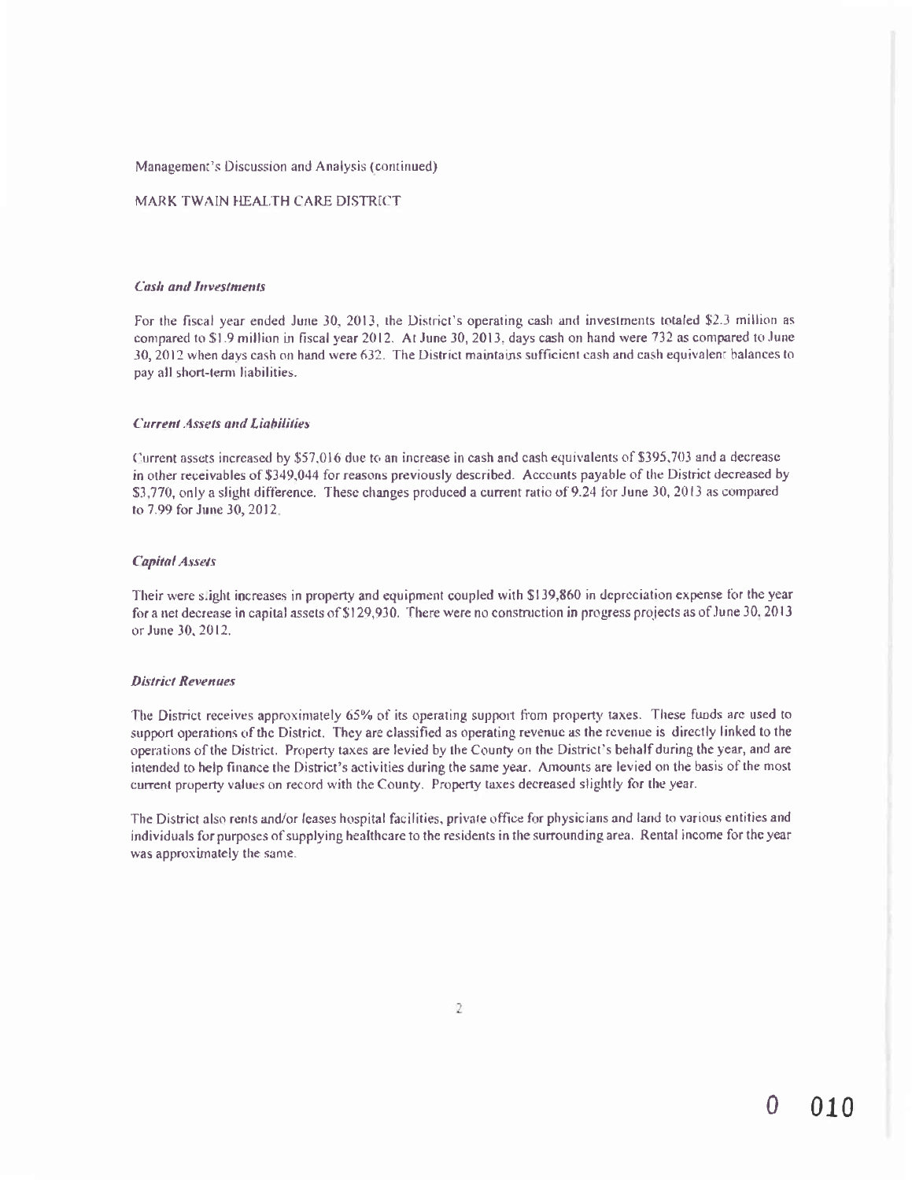Management's Discussion and Analysis (continued)

MARK TWAIN HEALTH CARE DISTRICT

### *Cash and Investments*

For the fiscal year ended June 30, 2013, the District's operating cash and investments totaled $2.3 million as compared to $1.9 million in fiscal year 2012. At June 30, 2013, days cash on hand were 732 as compared to June 30, 2012 when days cash on hand were 632. The District maintains sufficient cash and cash equivalent balances to pay all short-term liabilities.

### *Current Assets and Liabilities*

Current assets increased by $57,016 due to an increase in cash and cash equivalents of $395,703 and a decrease in other receivables of $349,044 for reasons previously described. Accounts payable of the District decreased by $3,770, only a slight difference. These changes produced a current ratio of 9.24 for June 30, 2013 as compared to 7.99 for June 30, 2012.

### *Capital Assets*

Their were slight increases in property and equipment coupled with $139,860 in depreciation expense for the year for a net decrease in capital assets of $129,930. There were no construction in progress projects as of June 30, 2013 or June 30, 2012.

### *District Revenues*

The District receives approximately 65% of its operating support from property taxes. These funds are used to support operations of the District. They are classified as operating revenue as the revenue is directly linked to the operations of the District. Property taxes are levied by the County on the District's behalf during the year, and are intended to help finance the District's activities during the same year. Amounts are levied on the basis of the most current property values on record with the County. Property taxes decreased slightly for the year.

The District also rents and/or leases hospital facilities, private office for physicians and land to various entities and individuals for purposes of supplying healthcare to the residents in the surrounding area. Rental income for the year was approximately the same.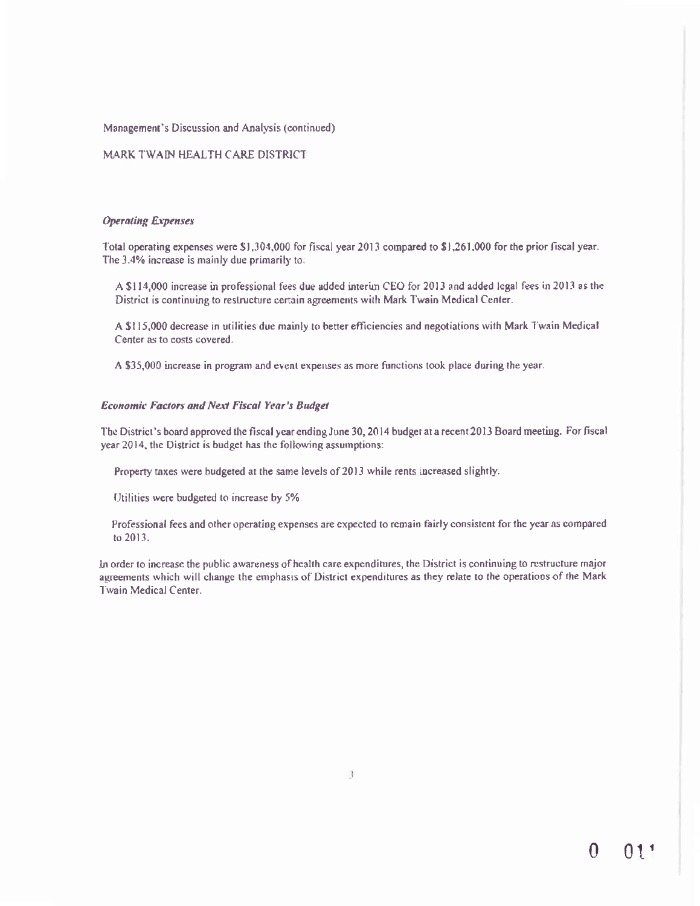Management's Discussion and Analysis (continued)

MARK TWAIN HEALTH CARE DISTRICT

### *Operating Expenses*

Total operating expenses were $1,304,000 for fiscal year 2013 compared to $1,261,000 for the prior fiscal year. The 3.4% increase is mainly due primarily to:

A $114,000 increase in professional fees due added interim CEO for 2013 and added legal fees in 2013 as the District is continuing to restructure certain agreements with Mark Twain Medical Center.

A $115,000 decrease in utilities due mainly to better efficiencies and negotiations with Mark Twain Medical Center as to costs covered.

A $35,000 increase in program and event expenses as more functions took place during the year.

### ***Economic Factors and Next Fiscal Year's Budget***

The District's board approved the fiscal year ending June 30, 2014 budget at a recent 2013 Board meeting. For fiscal year 2014, the District is budget has the following assumptions:

Property taxes were budgeted at the same levels of 2013 while rents increased slightly.

Utilities were budgeted to increase by 5%.

Professional fees and other operating expenses are expected to remain fairly consistent for the year as compared to 2013.

In order to increase the public awareness of health care expenditures, the District is continuing to restructure major agreements which will change the emphasis of District expenditures as they relate to the operations of the Mark Twain Medical Center.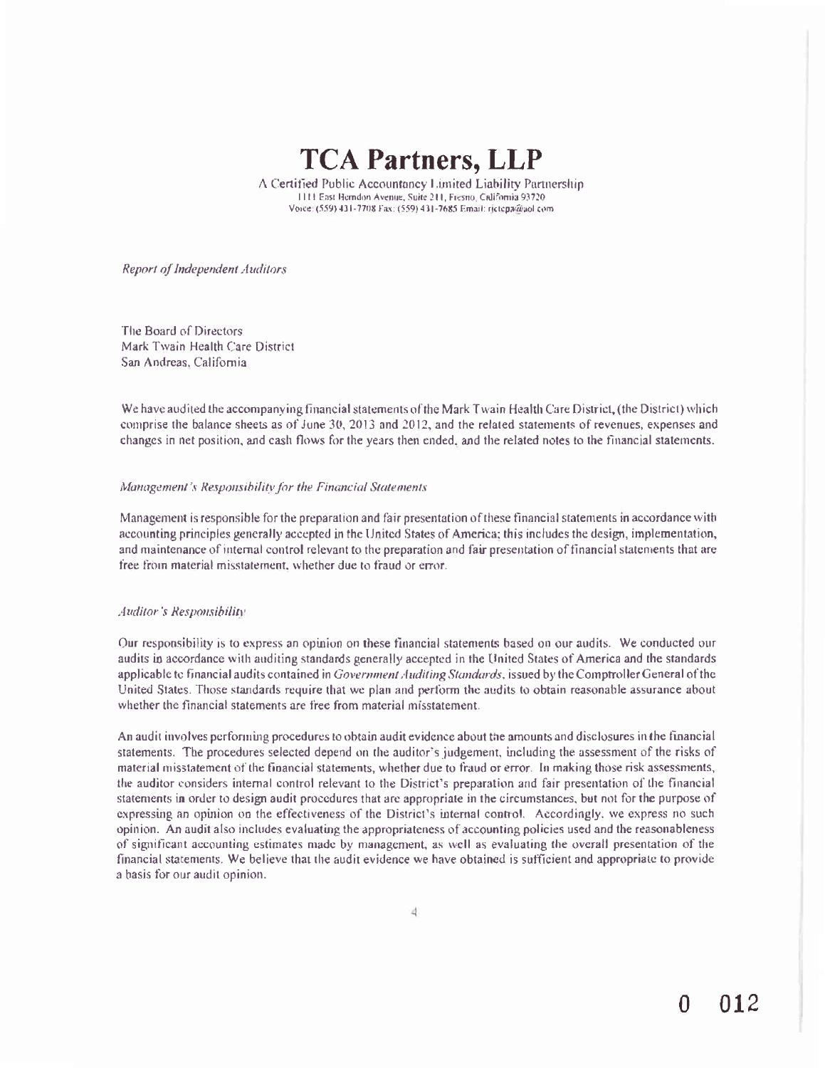# TCA Partners, LLP

A Certified Public Accountancy Limited Liability Partnership
1111 East Herndon Avenue, Suite 211, Fresno, California 93720
Voice: (559) 431-7708 Fax: (559) 431-7685 Email: rjctcpa@aol.com

*Report of Independent Auditors*

The Board of Directors
Mark Twain Health Care District
San Andreas, California

We have audited the accompanying financial statements of the Mark Twain Health Care District, (the District) which comprise the balance sheets as of June 30, 2013 and 2012, and the related statements of revenues, expenses and changes in net position, and cash flows for the years then ended, and the related notes to the financial statements.

*Management's Responsibility for the Financial Statements*

Management is responsible for the preparation and fair presentation of these financial statements in accordance with accounting principles generally accepted in the United States of America; this includes the design, implementation, and maintenance of internal control relevant to the preparation and fair presentation of financial statements that are free from material misstatement, whether due to fraud or error.

*Auditor's Responsibility*

Our responsibility is to express an opinion on these financial statements based on our audits. We conducted our audits in accordance with auditing standards generally accepted in the United States of America and the standards applicable to financial audits contained in *Government Auditing Standards*, issued by the Comptroller General of the United States. Those standards require that we plan and perform the audits to obtain reasonable assurance about whether the financial statements are free from material misstatement.

An audit involves performing procedures to obtain audit evidence about the amounts and disclosures in the financial statements. The procedures selected depend on the auditor's judgement, including the assessment of the risks of material misstatement of the financial statements, whether due to fraud or error. In making those risk assessments, the auditor considers internal control relevant to the District's preparation and fair presentation of the financial statements in order to design audit procedures that are appropriate in the circumstances, but not for the purpose of expressing an opinion on the effectiveness of the District's internal control. Accordingly, we express no such opinion. An audit also includes evaluating the appropriateness of accounting policies used and the reasonableness of significant accounting estimates made by management, as well as evaluating the overall presentation of the financial statements. We believe that the audit evidence we have obtained is sufficient and appropriate to provide a basis for our audit opinion.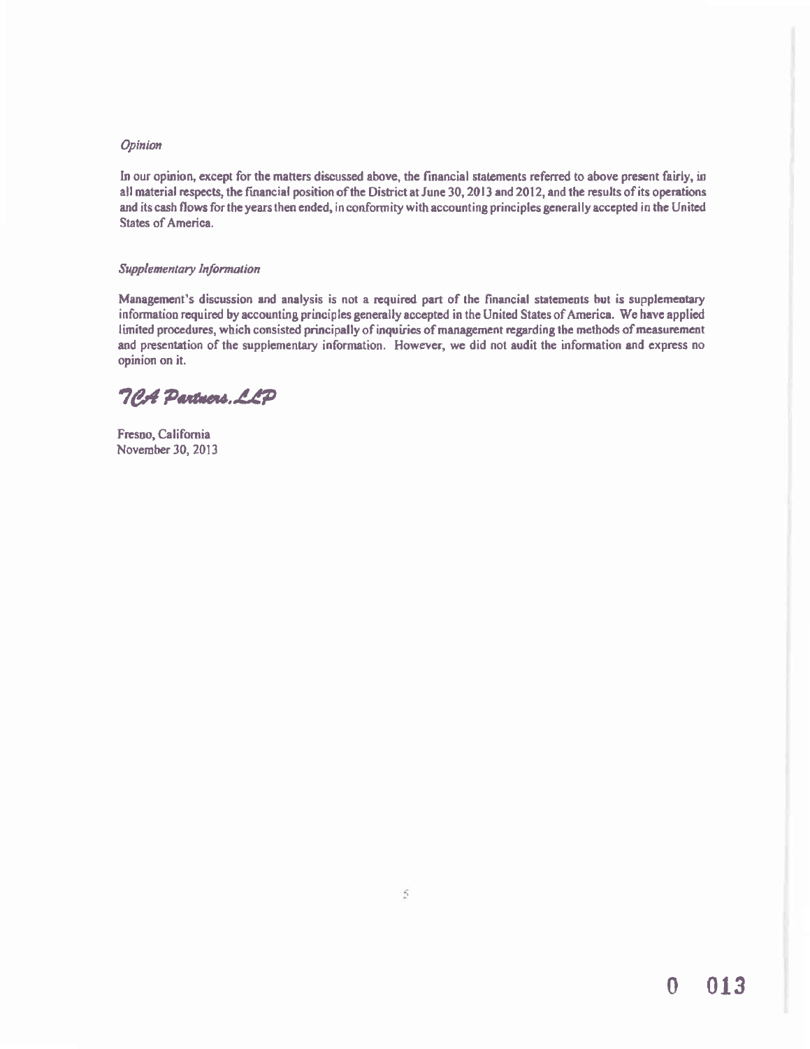*Opinion*

In our opinion, except for the matters discussed above, the financial statements referred to above present fairly, in all material respects, the financial position of the District at June 30, 2013 and 2012, and the results of its operations and its cash flows for the years then ended, in conformity with accounting principles generally accepted in the United States of America.

*Supplementary Information*

Management's discussion and analysis is not a required part of the financial statements but is supplementary information required by accounting principles generally accepted in the United States of America. We have applied limited procedures, which consisted principally of inquiries of management regarding the methods of measurement and presentation of the supplementary information. However, we did not audit the information and express no opinion on it.

*TCA Partners, LLP*

Fresno, California
November 30, 2013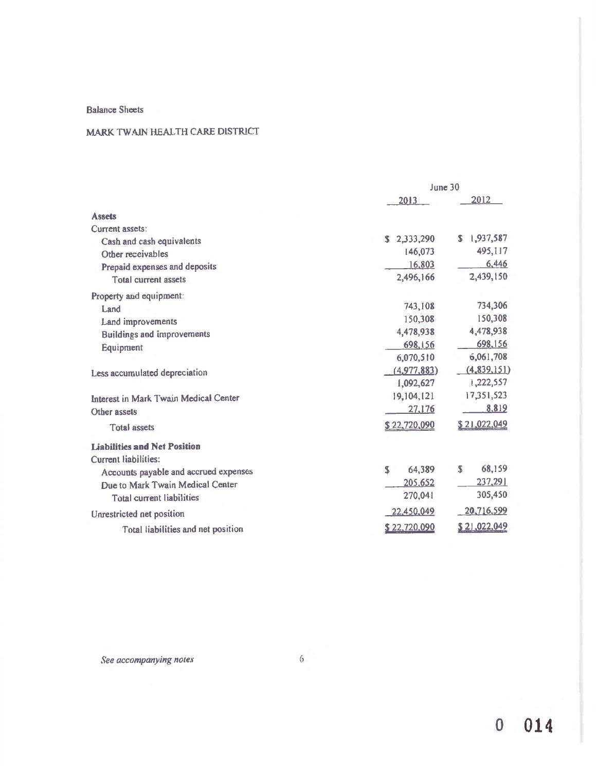Balance Sheets

MARK TWAIN HEALTH CARE DISTRICT

| | June 30 | |
|---|---|---|
| | 2013 | 2012 |
| **Assets** | | |
| Current assets: | | |
| Cash and cash equivalents | $ 2,333,290 | $ 1,937,587 |
| Other receivables | 146,073 | 495,117 |
| Prepaid expenses and deposits | 16,803 | 6,446 |
| Total current assets | 2,496,166 | 2,439,150 |
| Property and equipment: | | |
| Land | 743,108 | 734,306 |
| Land improvements | 150,308 | 150,308 |
| Buildings and improvements | 4,478,938 | 4,478,938 |
| Equipment | 698,156 | 698,156 |
| | 6,070,510 | 6,061,708 |
| Less accumulated depreciation | (4,977,883) | (4,839,151) |
| | 1,092,627 | 1,222,557 |
| Interest in Mark Twain Medical Center | 19,104,121 | 17,351,523 |
| Other assets | 27,176 | 8,819 |
| Total assets | $ 22,720,090 | $ 21,022,049 |
| **Liabilities and Net Position** | | |
| Current liabilities: | | |
| Accounts payable and accrued expenses | $ 64,389 | $ 68,159 |
| Due to Mark Twain Medical Center | 205,652 | 237,291 |
| Total current liabilities | 270,041 | 305,450 |
| Unrestricted net position | 22,450,049 | 20,716,599 |
| Total liabilities and net position | $ 22,720,090 | $ 21,022,049 |

*See accompanying notes*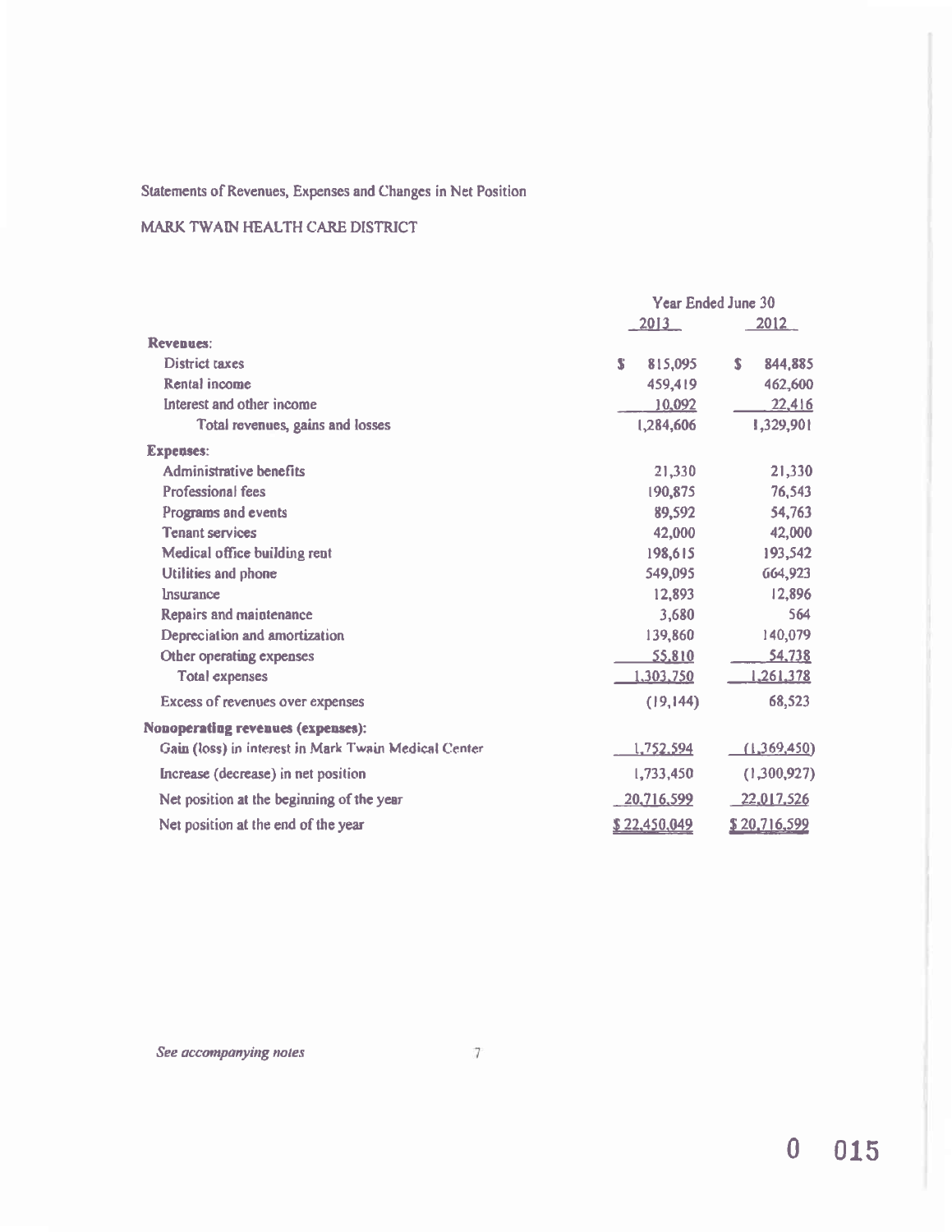Statements of Revenues, Expenses and Changes in Net Position

MARK TWAIN HEALTH CARE DISTRICT

| | Year Ended June 30 | |
|---|---|---|
| | 2013 | 2012 |
| **Revenues:** | | |
| District taxes | $ 815,095 | $ 844,885 |
| Rental income | 459,419 | 462,600 |
| Interest and other income | 10,092 | 22,416 |
| Total revenues, gains and losses | 1,284,606 | 1,329,901 |
| **Expenses:** | | |
| Administrative benefits | 21,330 | 21,330 |
| Professional fees | 190,875 | 76,543 |
| Programs and events | 89,592 | 54,763 |
| Tenant services | 42,000 | 42,000 |
| Medical office building rent | 198,615 | 193,542 |
| Utilities and phone | 549,095 | 664,923 |
| Insurance | 12,893 | 12,896 |
| Repairs and maintenance | 3,680 | 564 |
| Depreciation and amortization | 139,860 | 140,079 |
| Other operating expenses | 55,810 | 54,738 |
| Total expenses | 1,303,750 | 1,261,378 |
| Excess of revenues over expenses | (19,144) | 68,523 |
| **Nonoperating revenues (expenses):** | | |
| Gain (loss) in interest in Mark Twain Medical Center | 1,752,594 | (1,369,450) |
| Increase (decrease) in net position | 1,733,450 | (1,300,927) |
| Net position at the beginning of the year | 20,716,599 | 22,017,526 |
| Net position at the end of the year | $ 22,450,049 | $ 20,716,599 |

*See accompanying notes*

0 015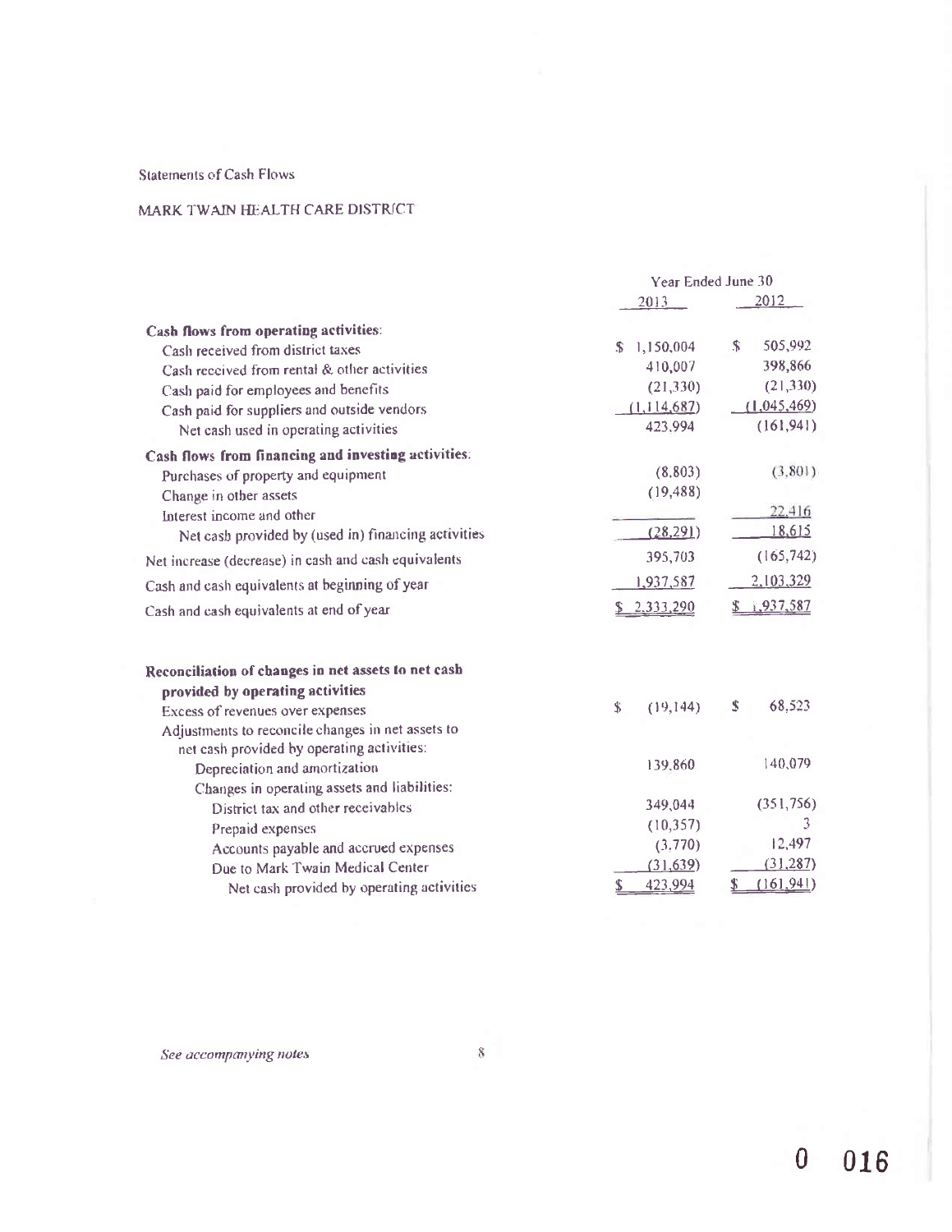Statements of Cash Flows

MARK TWAIN HEALTH CARE DISTRICT

| | Year Ended June 30 | |
|---|---|---|
| | 2013 | 2012 |
| **Cash flows from operating activities:** | | |
| Cash received from district taxes | $ 1,150,004 | $ 505,992 |
| Cash received from rental & other activities | 410,007 | 398,866 |
| Cash paid for employees and benefits | (21,330) | (21,330) |
| Cash paid for suppliers and outside vendors | (1,114,687) | (1,045,469) |
| Net cash used in operating activities | 423,994 | (161,941) |
| **Cash flows from financing and investing activities:** | | |
| Purchases of property and equipment | (8,803) | (3,801) |
| Change in other assets | (19,488) | |
| Interest income and other | | 22,416 |
| Net cash provided by (used in) financing activities | (28,291) | 18,615 |
| Net increase (decrease) in cash and cash equivalents | 395,703 | (165,742) |
| Cash and cash equivalents at beginning of year | 1,937,587 | 2,103,329 |
| Cash and cash equivalents at end of year | $ 2,333,290 | $ 1,937,587 |
| | | |
| **Reconciliation of changes in net assets to net cash provided by operating activities** | | |
| Excess of revenues over expenses | $ (19,144) | $ 68,523 |
| Adjustments to reconcile changes in net assets to net cash provided by operating activities: | | |
| Depreciation and amortization | 139,860 | 140,079 |
| Changes in operating assets and liabilities: | | |
| District tax and other receivables | 349,044 | (351,756) |
| Prepaid expenses | (10,357) | 3 |
| Accounts payable and accrued expenses | (3,770) | 12,497 |
| Due to Mark Twain Medical Center | (31,639) | (31,287) |
| Net cash provided by operating activities | $ 423,994 | $ (161,941) |

*See accompanying notes*